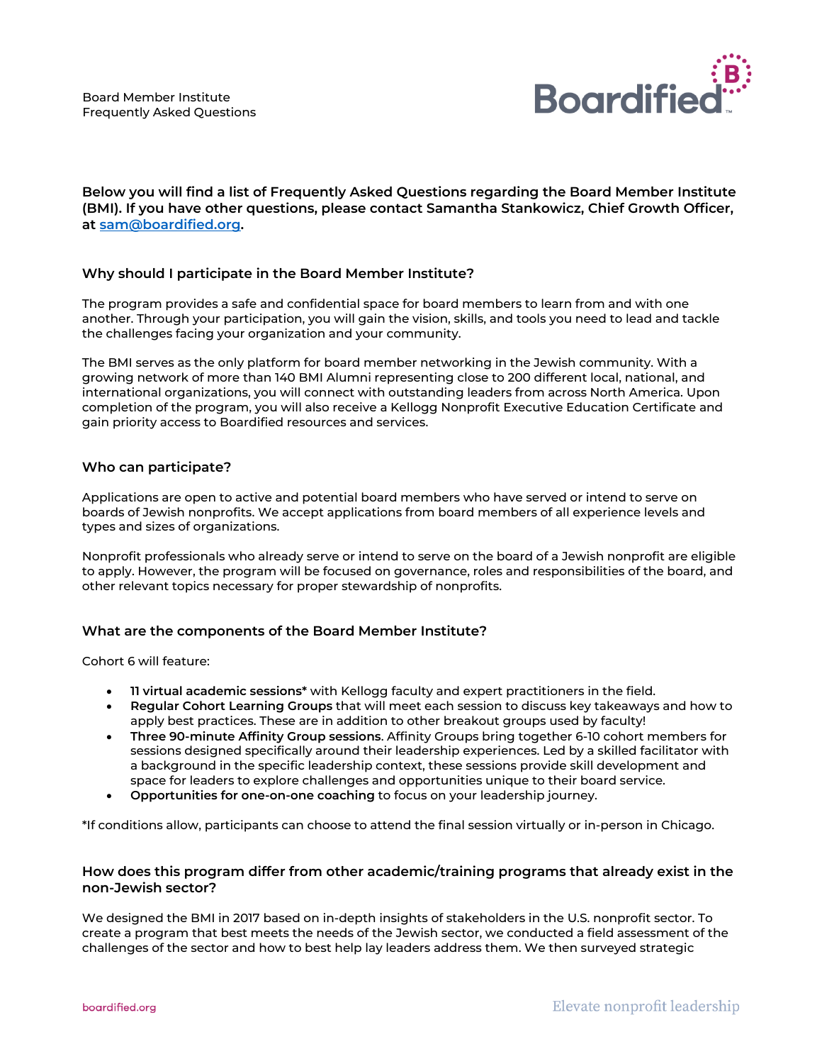Board Member Institute
Frequently Asked Questions

**Below you will find a list of Frequently Asked Questions regarding the Board Member Institute (BMI). If you have other questions, please contact Samantha Stankowicz, Chief Growth Officer, at [sam@boardified.org](mailto:sam@boardified.org).**

### Why should I participate in the Board Member Institute?

The program provides a safe and confidential space for board members to learn from and with one another. Through your participation, you will gain the vision, skills, and tools you need to lead and tackle the challenges facing your organization and your community.

The BMI serves as the only platform for board member networking in the Jewish community. With a growing network of more than 140 BMI Alumni representing close to 200 different local, national, and international organizations, you will connect with outstanding leaders from across North America. Upon completion of the program, you will also receive a Kellogg Nonprofit Executive Education Certificate and gain priority access to Boardified resources and services.

### Who can participate?

Applications are open to active and potential board members who have served or intend to serve on boards of Jewish nonprofits. We accept applications from board members of all experience levels and types and sizes of organizations.

Nonprofit professionals who already serve or intend to serve on the board of a Jewish nonprofit are eligible to apply. However, the program will be focused on governance, roles and responsibilities of the board, and other relevant topics necessary for proper stewardship of nonprofits.

### What are the components of the Board Member Institute?

Cohort 6 will feature:

- **11 virtual academic sessions*** with Kellogg faculty and expert practitioners in the field.
- **Regular Cohort Learning Groups** that will meet each session to discuss key takeaways and how to apply best practices. These are in addition to other breakout groups used by faculty!
- **Three 90-minute Affinity Group sessions**. Affinity Groups bring together 6-10 cohort members for sessions designed specifically around their leadership experiences. Led by a skilled facilitator with a background in the specific leadership context, these sessions provide skill development and space for leaders to explore challenges and opportunities unique to their board service.
- **Opportunities for one-on-one coaching** to focus on your leadership journey.

*If conditions allow, participants can choose to attend the final session virtually or in-person in Chicago.

### How does this program differ from other academic/training programs that already exist in the non-Jewish sector?

We designed the BMI in 2017 based on in-depth insights of stakeholders in the U.S. nonprofit sector. To create a program that best meets the needs of the Jewish sector, we conducted a field assessment of the challenges of the sector and how to best help lay leaders address them. We then surveyed strategic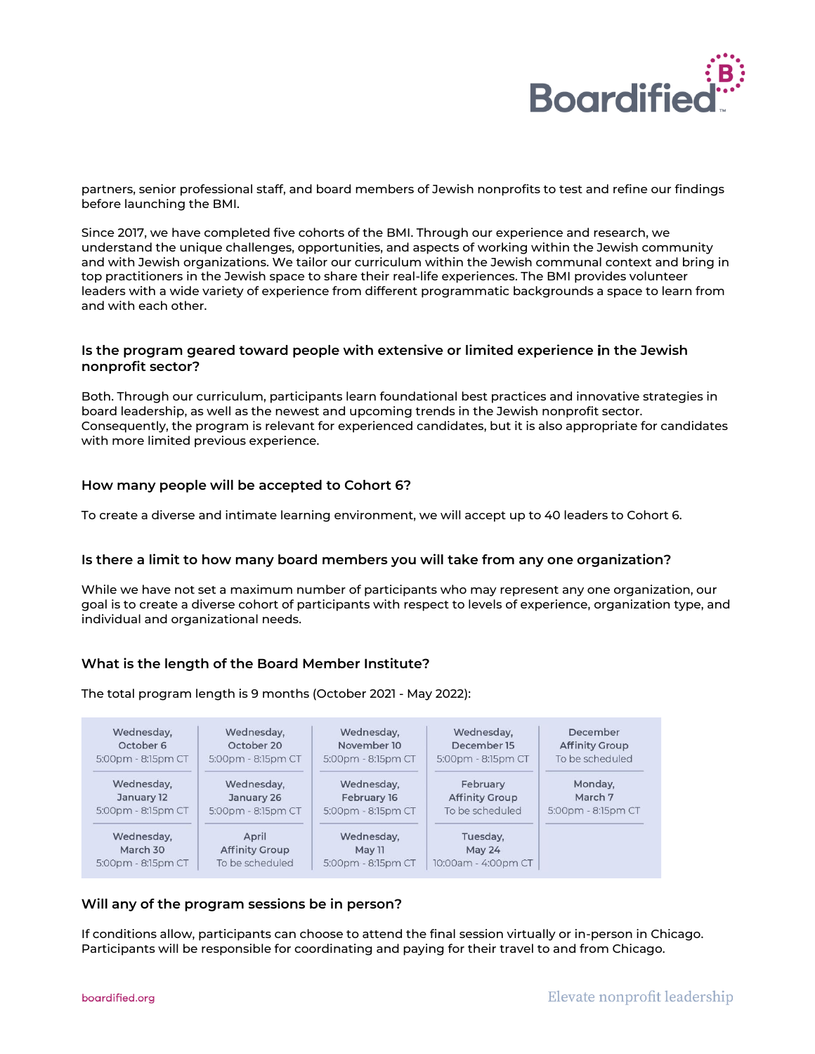partners, senior professional staff, and board members of Jewish nonprofits to test and refine our findings before launching the BMI.

Since 2017, we have completed five cohorts of the BMI. Through our experience and research, we understand the unique challenges, opportunities, and aspects of working within the Jewish community and with Jewish organizations. We tailor our curriculum within the Jewish communal context and bring in top practitioners in the Jewish space to share their real-life experiences. The BMI provides volunteer leaders with a wide variety of experience from different programmatic backgrounds a space to learn from and with each other.

### Is the program geared toward people with extensive or limited experience in the Jewish nonprofit sector?

Both. Through our curriculum, participants learn foundational best practices and innovative strategies in board leadership, as well as the newest and upcoming trends in the Jewish nonprofit sector. Consequently, the program is relevant for experienced candidates, but it is also appropriate for candidates with more limited previous experience.

### How many people will be accepted to Cohort 6?

To create a diverse and intimate learning environment, we will accept up to 40 leaders to Cohort 6.

### Is there a limit to how many board members you will take from any one organization?

While we have not set a maximum number of participants who may represent any one organization, our goal is to create a diverse cohort of participants with respect to levels of experience, organization type, and individual and organizational needs.

### What is the length of the Board Member Institute?

The total program length is 9 months (October 2021 - May 2022):

| | | | | |
|---|---|---|---|---|
| Wednesday, October 6, 5:00pm - 8:15pm CT | Wednesday, October 20, 5:00pm - 8:15pm CT | Wednesday, November 10, 5:00pm - 8:15pm CT | Wednesday, December 15, 5:00pm - 8:15pm CT | December Affinity Group, To be scheduled |
| Wednesday, January 12, 5:00pm - 8:15pm CT | Wednesday, January 26, 5:00pm - 8:15pm CT | Wednesday, February 16, 5:00pm - 8:15pm CT | February Affinity Group, To be scheduled | Monday, March 7, 5:00pm - 8:15pm CT |
| Wednesday, March 30, 5:00pm - 8:15pm CT | April Affinity Group, To be scheduled | Wednesday, May 11, 5:00pm - 8:15pm CT | Tuesday, May 24, 10:00am - 4:00pm CT | |

### Will any of the program sessions be in person?

If conditions allow, participants can choose to attend the final session virtually or in-person in Chicago. Participants will be responsible for coordinating and paying for their travel to and from Chicago.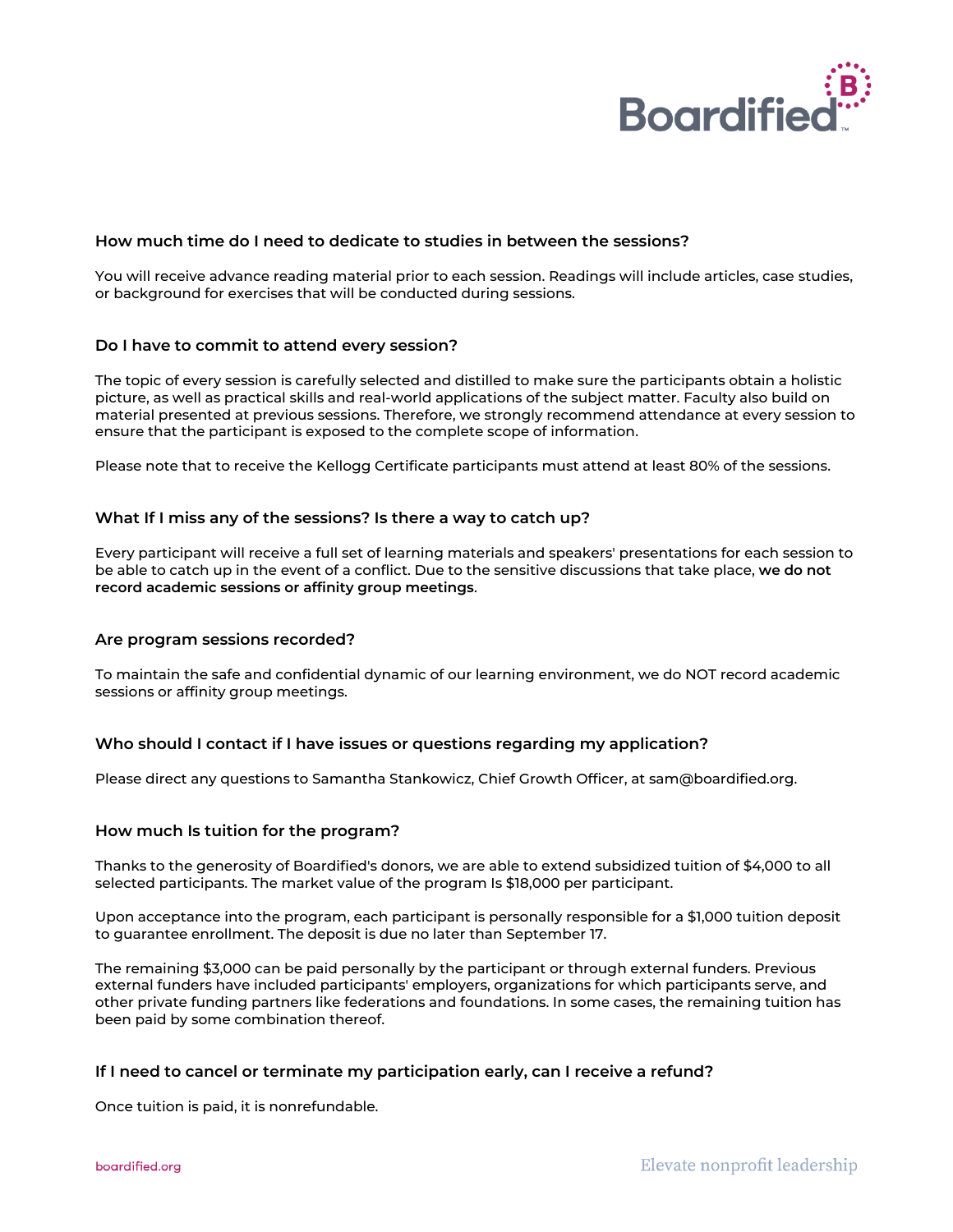### How much time do I need to dedicate to studies in between the sessions?

You will receive advance reading material prior to each session. Readings will include articles, case studies, or background for exercises that will be conducted during sessions.

### Do I have to commit to attend every session?

The topic of every session is carefully selected and distilled to make sure the participants obtain a holistic picture, as well as practical skills and real-world applications of the subject matter. Faculty also build on material presented at previous sessions. Therefore, we strongly recommend attendance at every session to ensure that the participant is exposed to the complete scope of information.

Please note that to receive the Kellogg Certificate participants must attend at least 80% of the sessions.

### What If I miss any of the sessions? Is there a way to catch up?

Every participant will receive a full set of learning materials and speakers' presentations for each session to be able to catch up in the event of a conflict. Due to the sensitive discussions that take place, **we do not record academic sessions or affinity group meetings**.

### Are program sessions recorded?

To maintain the safe and confidential dynamic of our learning environment, we do NOT record academic sessions or affinity group meetings.

### Who should I contact if I have issues or questions regarding my application?

Please direct any questions to Samantha Stankowicz, Chief Growth Officer, at sam@boardified.org.

### How much Is tuition for the program?

Thanks to the generosity of Boardified's donors, we are able to extend subsidized tuition of $4,000 to all selected participants. The market value of the program Is $18,000 per participant.

Upon acceptance into the program, each participant is personally responsible for a $1,000 tuition deposit to guarantee enrollment. The deposit is due no later than September 17.

The remaining $3,000 can be paid personally by the participant or through external funders. Previous external funders have included participants' employers, organizations for which participants serve, and other private funding partners like federations and foundations. In some cases, the remaining tuition has been paid by some combination thereof.

### If I need to cancel or terminate my participation early, can I receive a refund?

Once tuition is paid, it is nonrefundable.